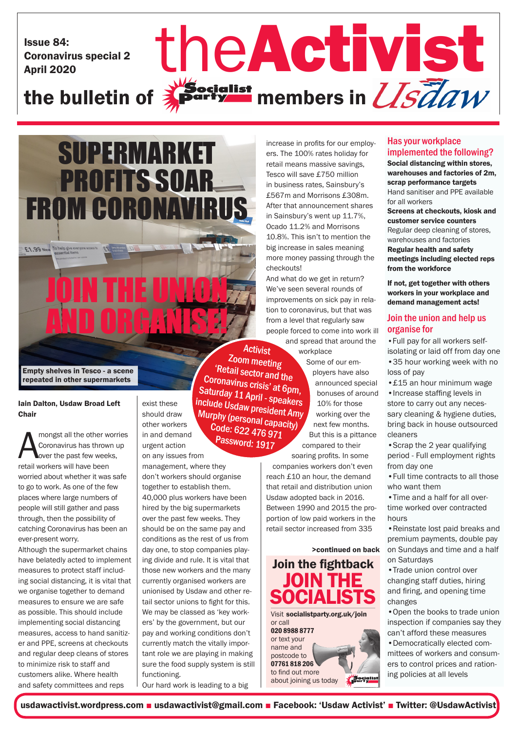Issue 84:
Coronavirus special 2
April 2020

# theActivist

the bulletin of Socialist Party members in Usdaw

# SUPERMARKET PROFITS SOAR FROM CORONAVIRUS

# JOIN THE UNION AND ORGANISE!

Empty shelves in Tesco - a scene repeated in other supermarkets

**Iain Dalton, Usdaw Broad Left Chair**

Amongst all the other worries Coronavirus has thrown up over the past few weeks, retail workers will have been worried about whether it was safe to go to work. As one of the few places where large numbers of people will still gather and pass through, then the possibility of catching Coronavirus has been an ever-present worry.

Although the supermarket chains have belatedly acted to implement measures to protect staff including social distancing, it is vital that we organise together to demand measures to ensure we are safe as possible. This should include implementing social distancing measures, access to hand sanitizer and PPE, screens at checkouts and regular deep cleans of stores to minimize risk to staff and customers alike. Where health and safety committees and reps exist these should draw other workers in and demand urgent action on any issues from management, where they don't workers should organise together to establish them.

40,000 plus workers have been hired by the big supermarkets over the past few weeks. They should be on the same pay and conditions as the rest of us from day one, to stop companies playing divide and rule. It is vital that those new workers and the many currently organised workers are unionised by Usdaw and other retail sector unions to fight for this.

We may be classed as 'key workers' by the government, but our pay and working conditions don't currently match the vitally important role we are playing in making sure the food supply system is still functioning.

Our hard work is leading to a big increase in profits for our employers. The 100% rates holiday for retail means massive savings, Tesco will save £750 million in business rates, Sainsbury's £567m and Morrisons £308m. After that announcement shares in Sainsbury's went up 11.7%, Ocado 11.2% and Morrisons 10.8%. This isn't to mention the big increase in sales meaning more money passing through the checkouts!

And what do we get in return? We've seen several rounds of improvements on sick pay in relation to coronavirus, but that was from a level that regularly saw people forced to come into work ill and spread that around the workplace

Some of our employers have also announced special bonuses of around 10% for those working over the next few months. But this is a pittance compared to their soaring profits. In some companies workers don't even reach £10 an hour, the demand that retail and distribution union Usdaw adopted back in 2016. Between 1990 and 2015 the proportion of low paid workers in the retail sector increased from 335

>continued on back

**Activist Zoom meeting**
**'Retail sector and the Coronavirus crisis' at 6pm, Saturday 11 April - speakers include Usdaw president Amy Murphy (personal capacity)**
**Code: 622 476 971**
**Password: 1917**

## Join the fightback
## JOIN THE SOCIALISTS

Visit **socialistparty.org.uk/join** or call **020 8988 8777** or text your name and postcode to **07761 818 206** to find out more about joining us today

## Has your workplace implemented the following?

**Social distancing within stores, warehouses and factories of 2m, scrap performance targets**
Hand sanitiser and PPE available for all workers
**Screens at checkouts, kiosk and customer service counters**
Regular deep cleaning of stores, warehouses and factories
**Regular health and safety meetings including elected reps from the workforce**

**If not, get together with others workers in your workplace and demand management acts!**

## Join the union and help us organise for

- Full pay for all workers self-isolating or laid off from day one
- 35 hour working week with no loss of pay
- £15 an hour minimum wage
- Increase staffing levels in store to carry out any necessary cleaning & hygiene duties, bring back in house outsourced cleaners
- Scrap the 2 year qualifying period - Full employment rights from day one
- Full time contracts to all those who want them
- Time and a half for all overtime worked over contracted hours
- Reinstate lost paid breaks and premium payments, double pay on Sundays and time and a half on Saturdays
- Trade union control over changing staff duties, hiring and firing, and opening time changes
- Open the books to trade union inspection if companies say they can't afford these measures
- Democratically elected committees of workers and consumers to control prices and rationing policies at all levels

usdawactivist.wordpress.com ■ usdawactivist@gmail.com ■ Facebook: 'Usdaw Activist' ■ Twitter: @UsdawActivist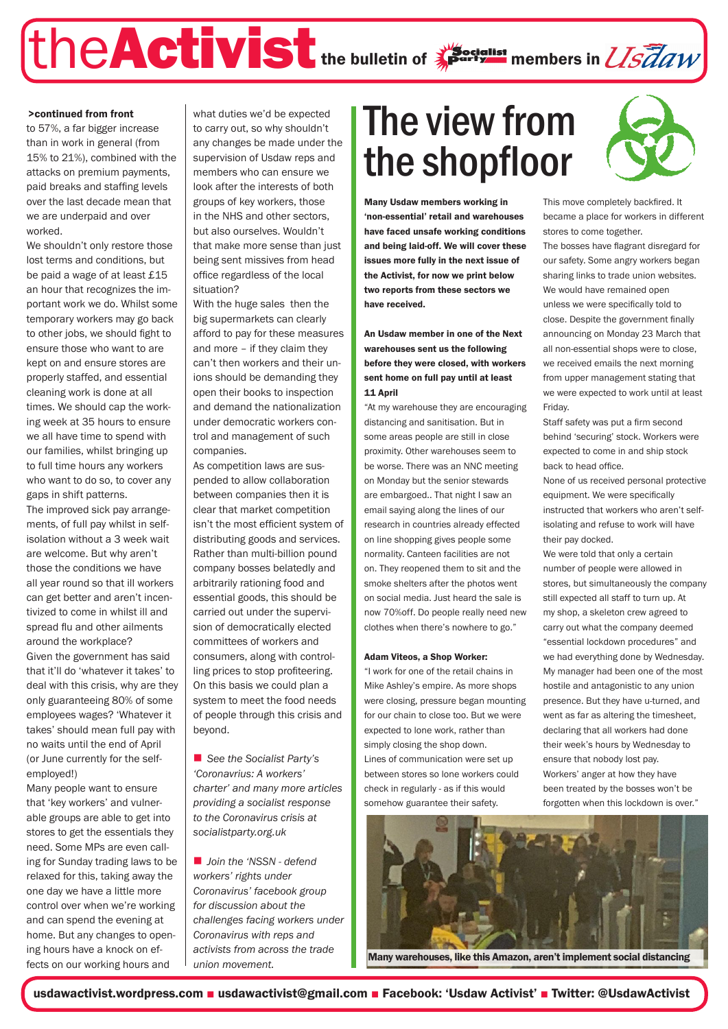**>continued from front**

to 57%, a far bigger increase than in work in general (from 15% to 21%), combined with the attacks on premium payments, paid breaks and staffing levels over the last decade mean that we are underpaid and over worked.

We shouldn't only restore those lost terms and conditions, but be paid a wage of at least £15 an hour that recognizes the important work we do. Whilst some temporary workers may go back to other jobs, we should fight to ensure those who want to are kept on and ensure stores are properly staffed, and essential cleaning work is done at all times. We should cap the working week at 35 hours to ensure we all have time to spend with our families, whilst bringing up to full time hours any workers who want to do so, to cover any gaps in shift patterns.

The improved sick pay arrangements, of full pay whilst in self-isolation without a 3 week wait are welcome. But why aren't those the conditions we have all year round so that ill workers can get better and aren't incentivized to come in whilst ill and spread flu and other ailments around the workplace?

Given the government has said that it'll do 'whatever it takes' to deal with this crisis, why are they only guaranteeing 80% of some employees wages? 'Whatever it takes' should mean full pay with no waits until the end of April (or June currently for the self-employed!)

Many people want to ensure that 'key workers' and vulnerable groups are able to get into stores to get the essentials they need. Some MPs are even calling for Sunday trading laws to be relaxed for this, taking away the one day we have a little more control over when we're working and can spend the evening at home. But any changes to opening hours have a knock on effects on our working hours and what duties we'd be expected to carry out, so why shouldn't any changes be made under the supervision of Usdaw reps and members who can ensure we look after the interests of both groups of key workers, those in the NHS and other sectors, but also ourselves. Wouldn't that make more sense than just being sent missives from head office regardless of the local situation?

With the huge sales then the big supermarkets can clearly afford to pay for these measures and more – if they claim they can't then workers and their unions should be demanding they open their books to inspection and demand the nationalization under democratic workers control and management of such companies.

As competition laws are suspended to allow collaboration between companies then it is clear that market competition isn't the most efficient system of distributing goods and services. Rather than multi-billion pound company bosses belatedly and arbitrarily rationing food and essential goods, this should be carried out under the supervision of democratically elected committees of workers and consumers, along with controlling prices to stop profiteering. On this basis we could plan a system to meet the food needs of people through this crisis and beyond.

■ *See the Socialist Party's 'Coronavrius: A workers' charter' and many more articles providing a socialist response to the Coronavirus crisis at socialistparty.org.uk*

■ *Join the 'NSSN - defend workers' rights under Coronavirus' facebook group for discussion about the challenges facing workers under Coronavirus with reps and activists from across the trade union movement.*

# The view from the shopfloor

**Many Usdaw members working in 'non-essential' retail and warehouses have faced unsafe working conditions and being laid-off. We will cover these issues more fully in the next issue of the Activist, for now we print below two reports from these sectors we have received.**

**An Usdaw member in one of the Next warehouses sent us the following before they were closed, with workers sent home on full pay until at least 11 April**

"At my warehouse they are encouraging distancing and sanitisation. But in some areas people are still in close proximity. Other warehouses seem to be worse. There was an NNC meeting on Monday but the senior stewards are embargoed.. That night I saw an email saying along the lines of our research in countries already effected on line shopping gives people some normality. Canteen facilities are not on. They reopened them to sit and the smoke shelters after the photos went on social media. Just heard the sale is now 70%off. Do people really need new clothes when there's nowhere to go."

**Adam Viteos, a Shop Worker:**

"I work for one of the retail chains in Mike Ashley's empire. As more shops were closing, pressure began mounting for our chain to close too. But we were expected to lone work, rather than simply closing the shop down.

Lines of communication were set up between stores so lone workers could check in regularly - as if this would somehow guarantee their safety.

This move completely backfired. It became a place for workers in different stores to come together.

The bosses have flagrant disregard for our safety. Some angry workers began sharing links to trade union websites.

We would have remained open unless we were specifically told to close. Despite the government finally announcing on Monday 23 March that all non-essential shops were to close, we received emails the next morning from upper management stating that we were expected to work until at least Friday.

Staff safety was put a firm second behind 'securing' stock. Workers were expected to come in and ship stock back to head office.

None of us received personal protective equipment. We were specifically instructed that workers who aren't self-isolating and refuse to work will have their pay docked.

We were told that only a certain number of people were allowed in stores, but simultaneously the company still expected all staff to turn up. At my shop, a skeleton crew agreed to carry out what the company deemed "essential lockdown procedures" and we had everything done by Wednesday.

My manager had been one of the most hostile and antagonistic to any union presence. But they have u-turned, and went as far as altering the timesheet, declaring that all workers had done their week's hours by Wednesday to ensure that nobody lost pay.

Workers' anger at how they have been treated by the bosses won't be forgotten when this lockdown is over."

Many warehouses, like this Amazon, aren't implement social distancing

usdawactivist.wordpress.com ■ usdawactivist@gmail.com ■ Facebook: 'Usdaw Activist' ■ Twitter: @UsdawActivist